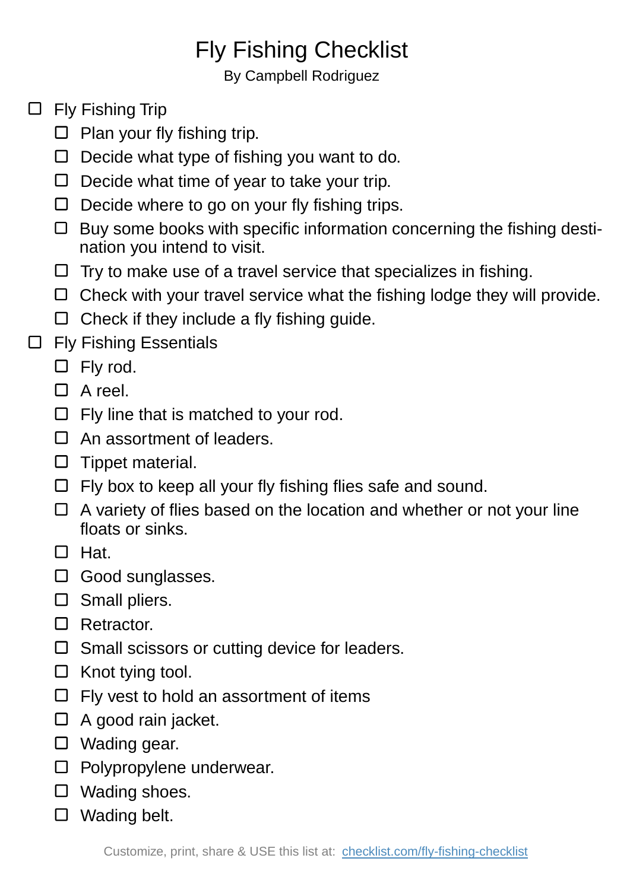# Fly Fishing Checklist

By Campbell Rodriguez

- [ ] Fly Fishing Trip
  - [ ] Plan your fly fishing trip.
  - [ ] Decide what type of fishing you want to do.
  - [ ] Decide what time of year to take your trip.
  - [ ] Decide where to go on your fly fishing trips.
  - [ ] Buy some books with specific information concerning the fishing destination you intend to visit.
  - [ ] Try to make use of a travel service that specializes in fishing.
  - [ ] Check with your travel service what the fishing lodge they will provide.
  - [ ] Check if they include a fly fishing guide.
- [ ] Fly Fishing Essentials
  - [ ] Fly rod.
  - [ ] A reel.
  - [ ] Fly line that is matched to your rod.
  - [ ] An assortment of leaders.
  - [ ] Tippet material.
  - [ ] Fly box to keep all your fly fishing flies safe and sound.
  - [ ] A variety of flies based on the location and whether or not your line floats or sinks.
  - [ ] Hat.
  - [ ] Good sunglasses.
  - [ ] Small pliers.
  - [ ] Retractor.
  - [ ] Small scissors or cutting device for leaders.
  - [ ] Knot tying tool.
  - [ ] Fly vest to hold an assortment of items
  - [ ] A good rain jacket.
  - [ ] Wading gear.
  - [ ] Polypropylene underwear.
  - [ ] Wading shoes.
  - [ ] Wading belt.

Customize, print, share & USE this list at: [checklist.com/fly-fishing-checklist](https://checklist.com/fly-fishing-checklist)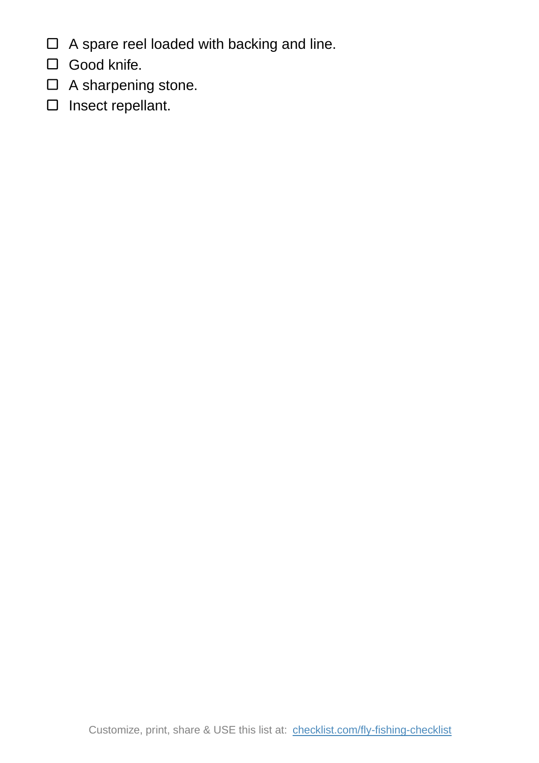- [ ] A spare reel loaded with backing and line.
- [ ] Good knife.
- [ ] A sharpening stone.
- [ ] Insect repellant.

Customize, print, share & USE this list at: [checklist.com/fly-fishing-checklist](checklist.com/fly-fishing-checklist)